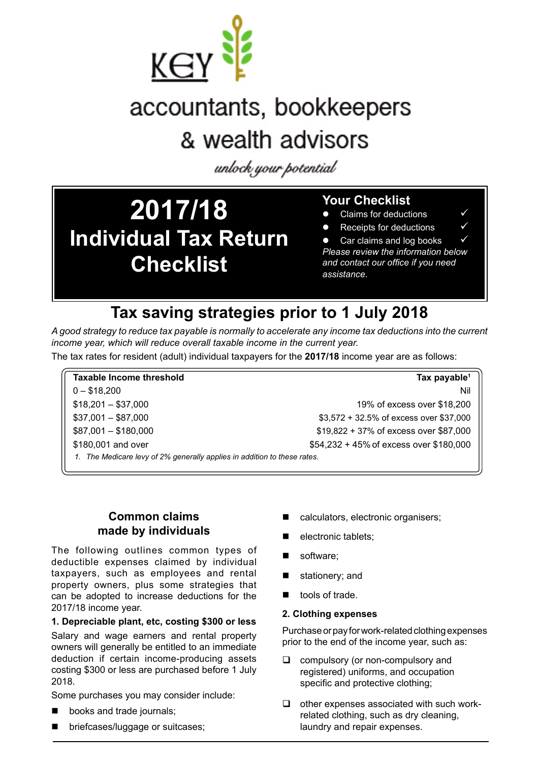KEY

accountants, bookkeepers & wealth advisors

*unlock your potential*

# 2017/18 Individual Tax Return Checklist

**Your Checklist**

- Claims for deductions ✓
- Receipts for deductions ✓
- Car claims and log books ✓

*Please review the information below and contact our office if you need assistance.*

## Tax saving strategies prior to 1 July 2018

*A good strategy to reduce tax payable is normally to accelerate any income tax deductions into the current income year, which will reduce overall taxable income in the current year.*

The tax rates for resident (adult) individual taxpayers for the **2017/18** income year are as follows:

| Taxable Income threshold | Tax payable[1] |
|---|---|
| 0 – $18,200 | Nil |
| $18,201 – $37,000 | 19% of excess over $18,200 |
| $37,001 – $87,000 | $3,572 + 32.5% of excess over $37,000 |
| $87,001 – $180,000 | $19,822 + 37% of excess over $87,000 |
| $180,001 and over | $54,232 + 45% of excess over $180,000 |

*1. The Medicare levy of 2% generally applies in addition to these rates.*

### Common claims made by individuals

The following outlines common types of deductible expenses claimed by individual taxpayers, such as employees and rental property owners, plus some strategies that can be adopted to increase deductions for the 2017/18 income year.

**1. Depreciable plant, etc, costing $300 or less**

Salary and wage earners and rental property owners will generally be entitled to an immediate deduction if certain income-producing assets costing $300 or less are purchased before 1 July 2018.

Some purchases you may consider include:

- books and trade journals;
- briefcases/luggage or suitcases;
- calculators, electronic organisers;
- electronic tablets;
- software;
- stationery; and
- tools of trade.

**2. Clothing expenses**

Purchase or pay for work-related clothing expenses prior to the end of the income year, such as:

- compulsory (or non-compulsory and registered) uniforms, and occupation specific and protective clothing;
- other expenses associated with such work-related clothing, such as dry cleaning, laundry and repair expenses.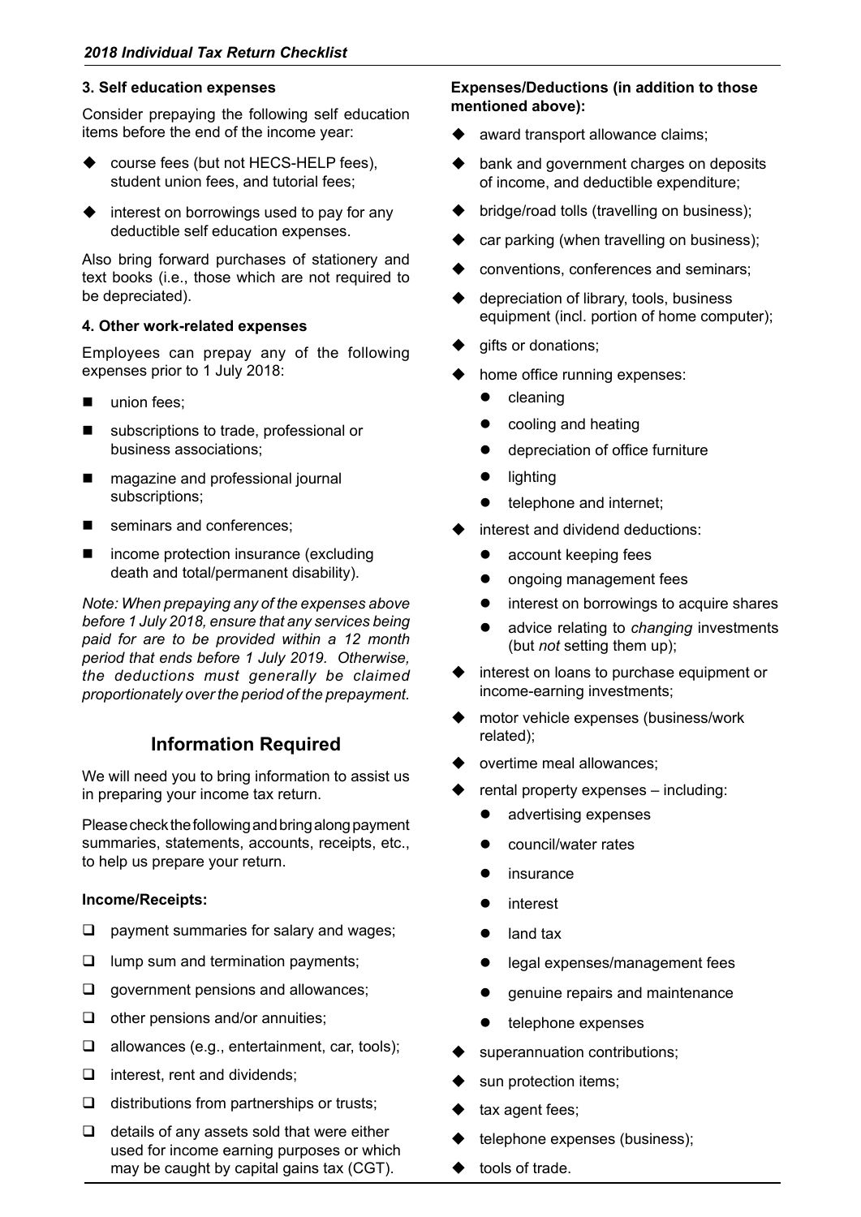### 3. Self education expenses

Consider prepaying the following self education items before the end of the income year:

- course fees (but not HECS-HELP fees), student union fees, and tutorial fees;
- interest on borrowings used to pay for any deductible self education expenses.

Also bring forward purchases of stationery and text books (i.e., those which are not required to be depreciated).

### 4. Other work-related expenses

Employees can prepay any of the following expenses prior to 1 July 2018:

- union fees;
- subscriptions to trade, professional or business associations;
- magazine and professional journal subscriptions;
- seminars and conferences;
- income protection insurance (excluding death and total/permanent disability).

*Note: When prepaying any of the expenses above before 1 July 2018, ensure that any services being paid for are to be provided within a 12 month period that ends before 1 July 2019. Otherwise, the deductions must generally be claimed proportionately over the period of the prepayment.*

## Information Required

We will need you to bring information to assist us in preparing your income tax return.

Please check the following and bring along payment summaries, statements, accounts, receipts, etc., to help us prepare your return.

### Income/Receipts:

- [ ] payment summaries for salary and wages;
- [ ] lump sum and termination payments;
- [ ] government pensions and allowances;
- [ ] other pensions and/or annuities;
- [ ] allowances (e.g., entertainment, car, tools);
- [ ] interest, rent and dividends;
- [ ] distributions from partnerships or trusts;
- [ ] details of any assets sold that were either used for income earning purposes or which may be caught by capital gains tax (CGT).

### Expenses/Deductions (in addition to those mentioned above):

- award transport allowance claims;
- bank and government charges on deposits of income, and deductible expenditure;
- bridge/road tolls (travelling on business);
- car parking (when travelling on business);
- conventions, conferences and seminars;
- depreciation of library, tools, business equipment (incl. portion of home computer);
- gifts or donations;
- home office running expenses:
  - cleaning
  - cooling and heating
  - depreciation of office furniture
  - lighting
  - telephone and internet;
- interest and dividend deductions:
  - account keeping fees
  - ongoing management fees
  - interest on borrowings to acquire shares
  - advice relating to *changing* investments (but *not* setting them up);
- interest on loans to purchase equipment or income-earning investments;
- motor vehicle expenses (business/work related);
- overtime meal allowances;
- rental property expenses – including:
  - advertising expenses
  - council/water rates
  - insurance
  - interest
  - land tax
  - legal expenses/management fees
  - genuine repairs and maintenance
  - telephone expenses
- superannuation contributions;
- sun protection items;
- tax agent fees;
- telephone expenses (business);
- tools of trade.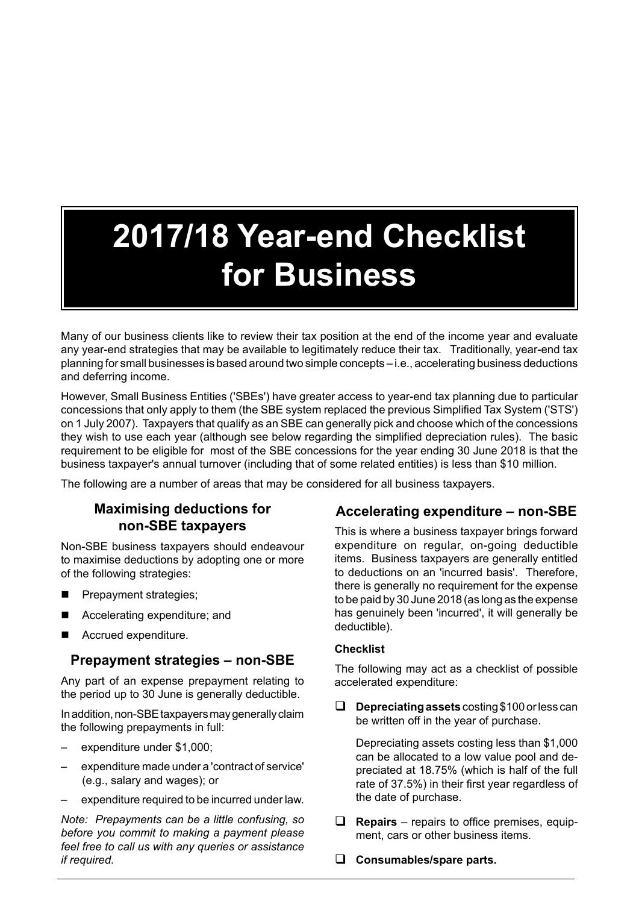# 2017/18 Year-end Checklist for Business

Many of our business clients like to review their tax position at the end of the income year and evaluate any year-end strategies that may be available to legitimately reduce their tax. Traditionally, year-end tax planning for small businesses is based around two simple concepts – i.e., accelerating business deductions and deferring income.

However, Small Business Entities ('SBEs') have greater access to year-end tax planning due to particular concessions that only apply to them (the SBE system replaced the previous Simplified Tax System ('STS') on 1 July 2007). Taxpayers that qualify as an SBE can generally pick and choose which of the concessions they wish to use each year (although see below regarding the simplified depreciation rules). The basic requirement to be eligible for most of the SBE concessions for the year ending 30 June 2018 is that the business taxpayer's annual turnover (including that of some related entities) is less than $10 million.

The following are a number of areas that may be considered for all business taxpayers.

## Maximising deductions for non-SBE taxpayers

Non-SBE business taxpayers should endeavour to maximise deductions by adopting one or more of the following strategies:

- Prepayment strategies;
- Accelerating expenditure; and
- Accrued expenditure.

## Prepayment strategies – non-SBE

Any part of an expense prepayment relating to the period up to 30 June is generally deductible.

In addition, non-SBE taxpayers may generally claim the following prepayments in full:

- expenditure under $1,000;
- expenditure made under a 'contract of service' (e.g., salary and wages); or
- expenditure required to be incurred under law.

*Note: Prepayments can be a little confusing, so before you commit to making a payment please feel free to call us with any queries or assistance if required.*

## Accelerating expenditure – non-SBE

This is where a business taxpayer brings forward expenditure on regular, on-going deductible items. Business taxpayers are generally entitled to deductions on an 'incurred basis'. Therefore, there is generally no requirement for the expense to be paid by 30 June 2018 (as long as the expense has genuinely been 'incurred', it will generally be deductible).

**Checklist**

The following may act as a checklist of possible accelerated expenditure:

- ❑ **Depreciating assets** costing $100 or less can be written off in the year of purchase.

  Depreciating assets costing less than $1,000 can be allocated to a low value pool and depreciated at 18.75% (which is half of the full rate of 37.5%) in their first year regardless of the date of purchase.

- ❑ **Repairs** – repairs to office premises, equipment, cars or other business items.
- ❑ **Consumables/spare parts.**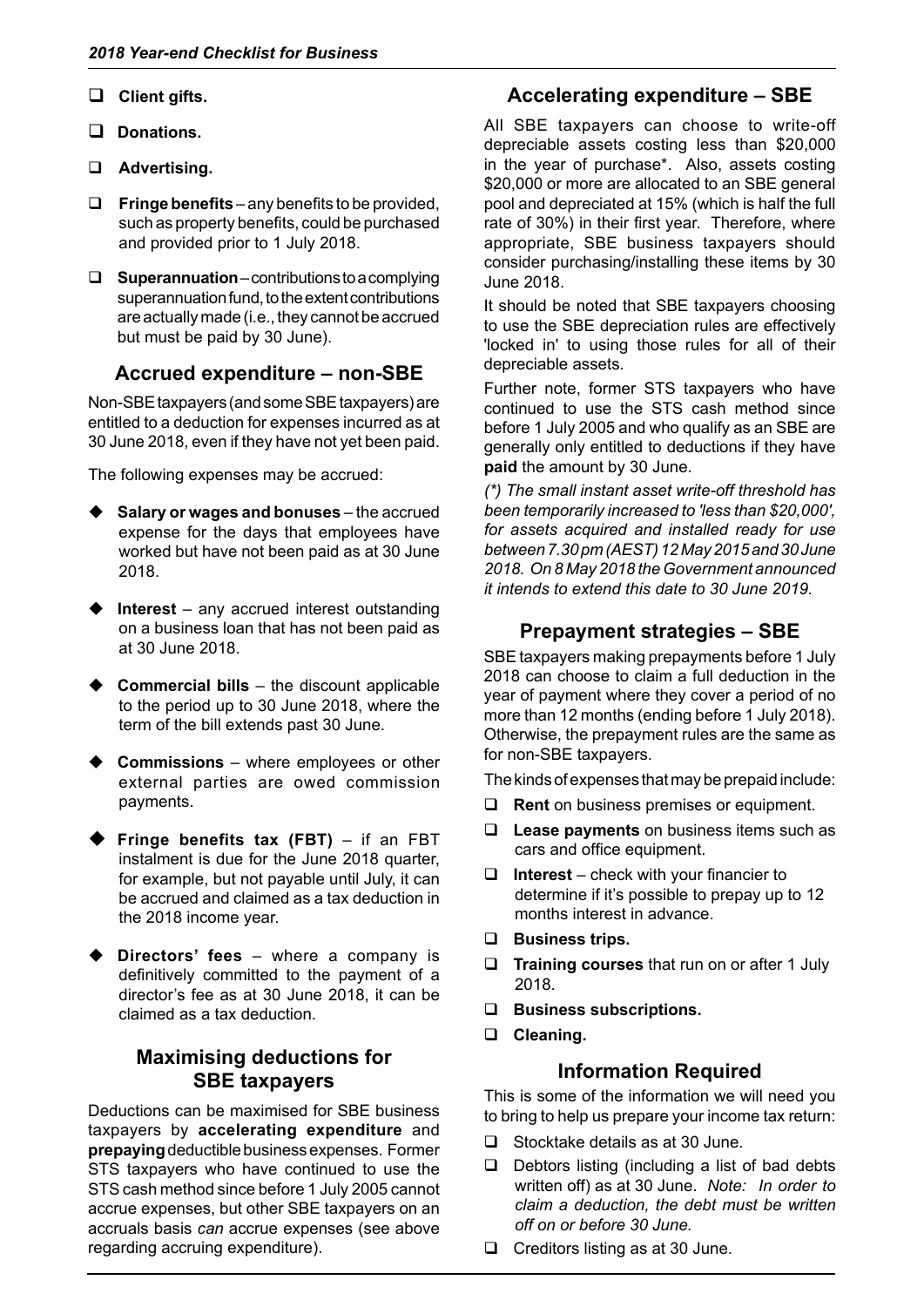- ❑ **Client gifts.**
- ❑ **Donations.**
- ❑ **Advertising.**
- ❑ **Fringe benefits** – any benefits to be provided, such as property benefits, could be purchased and provided prior to 1 July 2018.
- ❑ **Superannuation** – contributions to a complying superannuation fund, to the extent contributions are actually made (i.e., they cannot be accrued but must be paid by 30 June).

## Accrued expenditure – non-SBE

Non-SBE taxpayers (and some SBE taxpayers) are entitled to a deduction for expenses incurred as at 30 June 2018, even if they have not yet been paid.

The following expenses may be accrued:

- ◆ **Salary or wages and bonuses** – the accrued expense for the days that employees have worked but have not been paid as at 30 June 2018.
- ◆ **Interest** – any accrued interest outstanding on a business loan that has not been paid as at 30 June 2018.
- ◆ **Commercial bills** – the discount applicable to the period up to 30 June 2018, where the term of the bill extends past 30 June.
- ◆ **Commissions** – where employees or other external parties are owed commission payments.
- ◆ **Fringe benefits tax (FBT)** – if an FBT instalment is due for the June 2018 quarter, for example, but not payable until July, it can be accrued and claimed as a tax deduction in the 2018 income year.
- ◆ **Directors' fees** – where a company is definitively committed to the payment of a director's fee as at 30 June 2018, it can be claimed as a tax deduction.

## Maximising deductions for SBE taxpayers

Deductions can be maximised for SBE business taxpayers by **accelerating expenditure** and **prepaying** deductible business expenses. Former STS taxpayers who have continued to use the STS cash method since before 1 July 2005 cannot accrue expenses, but other SBE taxpayers on an accruals basis *can* accrue expenses (see above regarding accruing expenditure).

## Accelerating expenditure – SBE

All SBE taxpayers can choose to write-off depreciable assets costing less than $20,000 in the year of purchase*. Also, assets costing $20,000 or more are allocated to an SBE general pool and depreciated at 15% (which is half the full rate of 30%) in their first year. Therefore, where appropriate, SBE business taxpayers should consider purchasing/installing these items by 30 June 2018.

It should be noted that SBE taxpayers choosing to use the SBE depreciation rules are effectively 'locked in' to using those rules for all of their depreciable assets.

Further note, former STS taxpayers who have continued to use the STS cash method since before 1 July 2005 and who qualify as an SBE are generally only entitled to deductions if they have **paid** the amount by 30 June.

*(\*) The small instant asset write-off threshold has been temporarily increased to 'less than $20,000', for assets acquired and installed ready for use between 7.30pm (AEST) 12 May 2015 and 30 June 2018. On 8 May 2018 the Government announced it intends to extend this date to 30 June 2019.*

## Prepayment strategies – SBE

SBE taxpayers making prepayments before 1 July 2018 can choose to claim a full deduction in the year of payment where they cover a period of no more than 12 months (ending before 1 July 2018). Otherwise, the prepayment rules are the same as for non-SBE taxpayers.

The kinds of expenses that may be prepaid include:

- ❑ **Rent** on business premises or equipment.
- ❑ **Lease payments** on business items such as cars and office equipment.
- ❑ **Interest** – check with your financier to determine if it's possible to prepay up to 12 months interest in advance.
- ❑ **Business trips.**
- ❑ **Training courses** that run on or after 1 July 2018.
- ❑ **Business subscriptions.**
- ❑ **Cleaning.**

## Information Required

This is some of the information we will need you to bring to help us prepare your income tax return:

- ❑ Stocktake details as at 30 June.
- ❑ Debtors listing (including a list of bad debts written off) as at 30 June. *Note: In order to claim a deduction, the debt must be written off on or before 30 June.*
- ❑ Creditors listing as at 30 June.